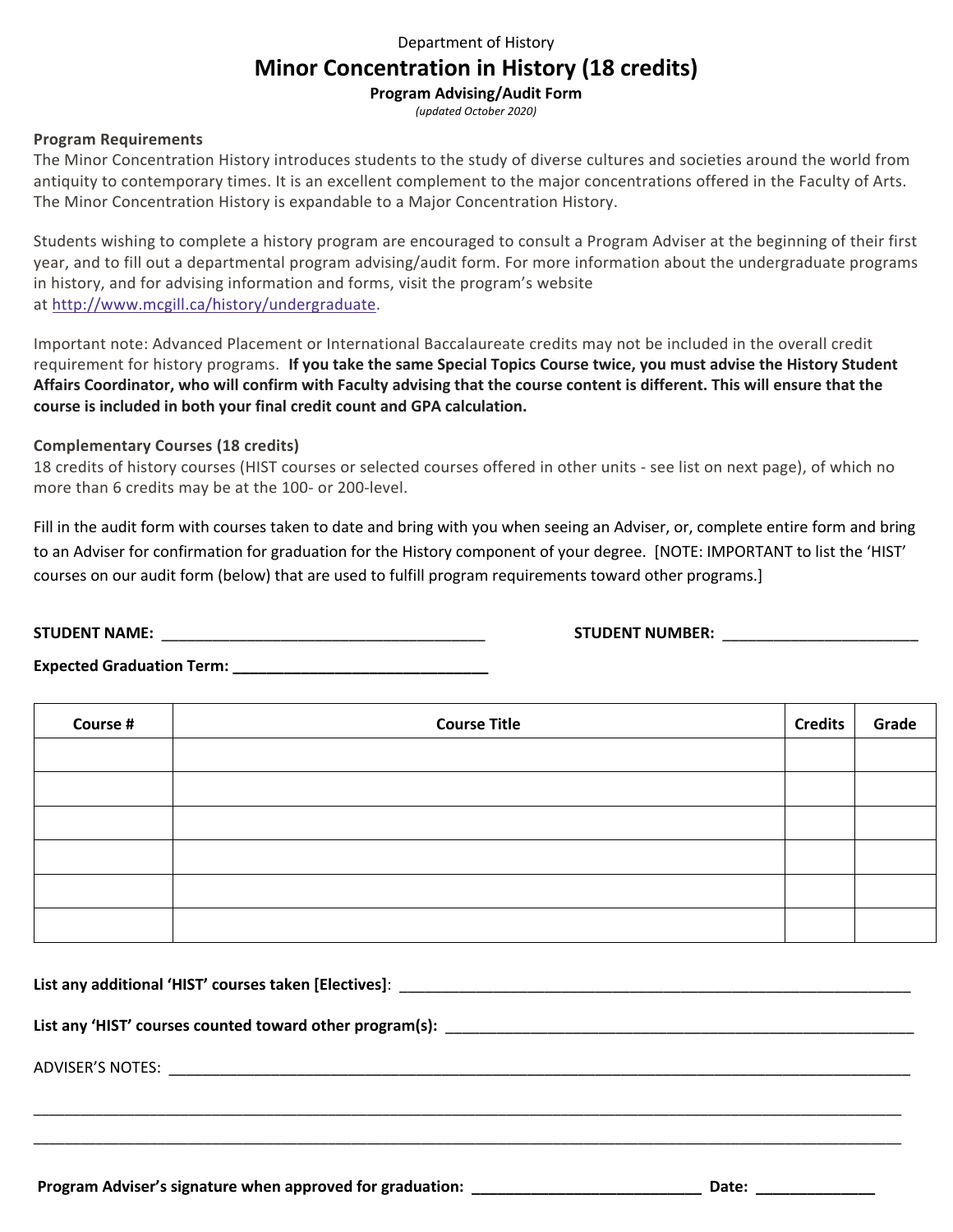Department of History

# Minor Concentration in History (18 credits)

**Program Advising/Audit Form**

*(updated October 2020)*

### Program Requirements

The Minor Concentration History introduces students to the study of diverse cultures and societies around the world from antiquity to contemporary times. It is an excellent complement to the major concentrations offered in the Faculty of Arts. The Minor Concentration History is expandable to a Major Concentration History.

Students wishing to complete a history program are encouraged to consult a Program Adviser at the beginning of their first year, and to fill out a departmental program advising/audit form. For more information about the undergraduate programs in history, and for advising information and forms, visit the program's website at http://www.mcgill.ca/history/undergraduate.

Important note: Advanced Placement or International Baccalaureate credits may not be included in the overall credit requirement for history programs. **If you take the same Special Topics Course twice, you must advise the History Student Affairs Coordinator, who will confirm with Faculty advising that the course content is different. This will ensure that the course is included in both your final credit count and GPA calculation.**

### Complementary Courses (18 credits)

18 credits of history courses (HIST courses or selected courses offered in other units - see list on next page), of which no more than 6 credits may be at the 100- or 200-level.

Fill in the audit form with courses taken to date and bring with you when seeing an Adviser, or, complete entire form and bring to an Adviser for confirmation for graduation for the History component of your degree. [NOTE: IMPORTANT to list the 'HIST' courses on our audit form (below) that are used to fulfill program requirements toward other programs.]

**STUDENT NAME:** ______________________________________ **STUDENT NUMBER:** _______________________

**Expected Graduation Term:** ______________________________

| Course # | Course Title | Credits | Grade |
|---|---|---|---|
| | | | |
| | | | |
| | | | |
| | | | |
| | | | |
| | | | |

**List any additional 'HIST' courses taken [Electives]**: ______________________________________________________________

**List any 'HIST' courses counted toward other program(s):** ____________________________________________________

ADVISER'S NOTES: ______________________________________________________________________________________

_________________________________________________________________________________________________________

_________________________________________________________________________________________________________

**Program Adviser's signature when approved for graduation:** ___________________________ **Date:** _____________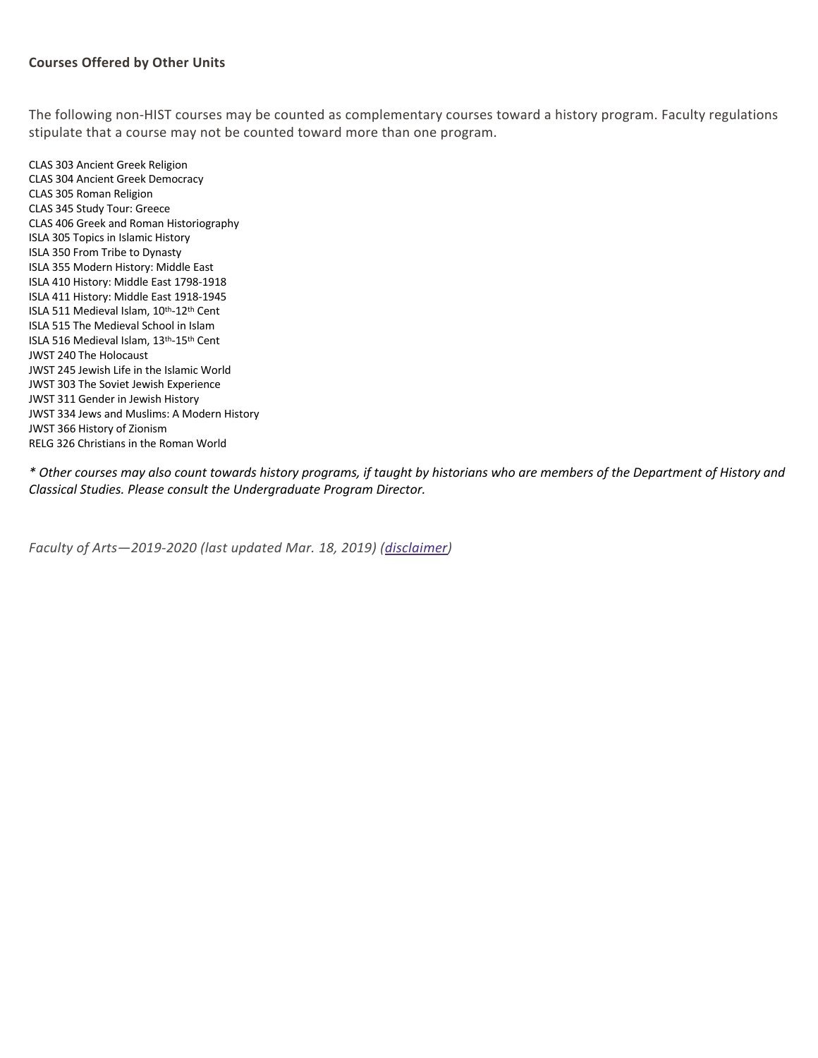**Courses Offered by Other Units**

The following non-HIST courses may be counted as complementary courses toward a history program. Faculty regulations stipulate that a course may not be counted toward more than one program.

CLAS 303 Ancient Greek Religion
CLAS 304 Ancient Greek Democracy
CLAS 305 Roman Religion
CLAS 345 Study Tour: Greece
CLAS 406 Greek and Roman Historiography
ISLA 305 Topics in Islamic History
ISLA 350 From Tribe to Dynasty
ISLA 355 Modern History: Middle East
ISLA 410 History: Middle East 1798-1918
ISLA 411 History: Middle East 1918-1945
ISLA 511 Medieval Islam, 10th-12th Cent
ISLA 515 The Medieval School in Islam
ISLA 516 Medieval Islam, 13th-15th Cent
JWST 240 The Holocaust
JWST 245 Jewish Life in the Islamic World
JWST 303 The Soviet Jewish Experience
JWST 311 Gender in Jewish History
JWST 334 Jews and Muslims: A Modern History
JWST 366 History of Zionism
RELG 326 Christians in the Roman World

*\* Other courses may also count towards history programs, if taught by historians who are members of the Department of History and Classical Studies. Please consult the Undergraduate Program Director.*

*Faculty of Arts—2019-2020 (last updated Mar. 18, 2019) (disclaimer)*